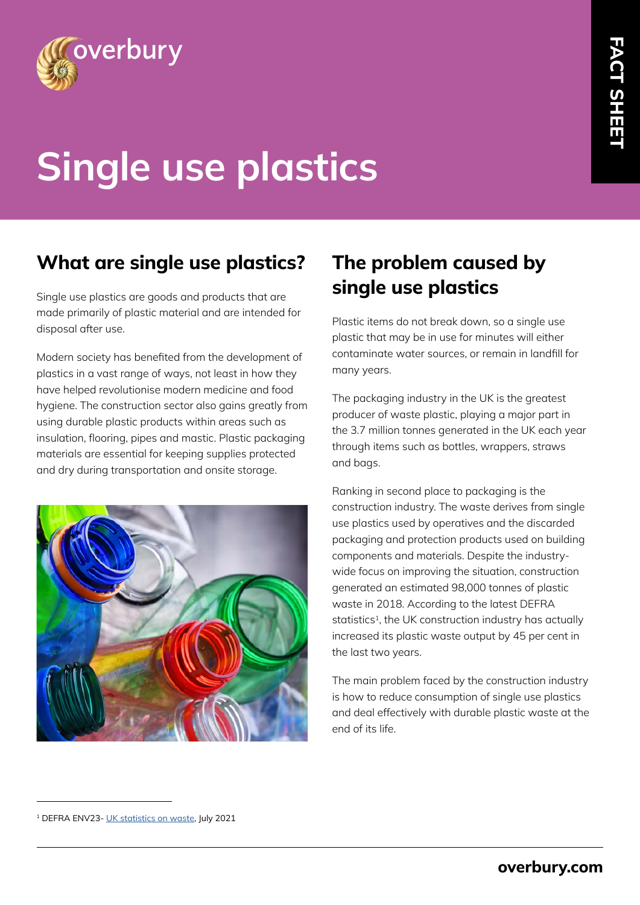overbury

FACT SHEET

# Single use plastics

## What are single use plastics?

Single use plastics are goods and products that are made primarily of plastic material and are intended for disposal after use.

Modern society has benefited from the development of plastics in a vast range of ways, not least in how they have helped revolutionise modern medicine and food hygiene. The construction sector also gains greatly from using durable plastic products within areas such as insulation, flooring, pipes and mastic. Plastic packaging materials are essential for keeping supplies protected and dry during transportation and onsite storage.

## The problem caused by single use plastics

Plastic items do not break down, so a single use plastic that may be in use for minutes will either contaminate water sources, or remain in landfill for many years.

The packaging industry in the UK is the greatest producer of waste plastic, playing a major part in the 3.7 million tonnes generated in the UK each year through items such as bottles, wrappers, straws and bags.

Ranking in second place to packaging is the construction industry. The waste derives from single use plastics used by operatives and the discarded packaging and protection products used on building components and materials. Despite the industry-wide focus on improving the situation, construction generated an estimated 98,000 tonnes of plastic waste in 2018. According to the latest DEFRA statistics[1], the UK construction industry has actually increased its plastic waste output by 45 per cent in the last two years.

The main problem faced by the construction industry is how to reduce consumption of single use plastics and deal effectively with durable plastic waste at the end of its life.

[1] DEFRA ENV23- UK statistics on waste, July 2021

overbury.com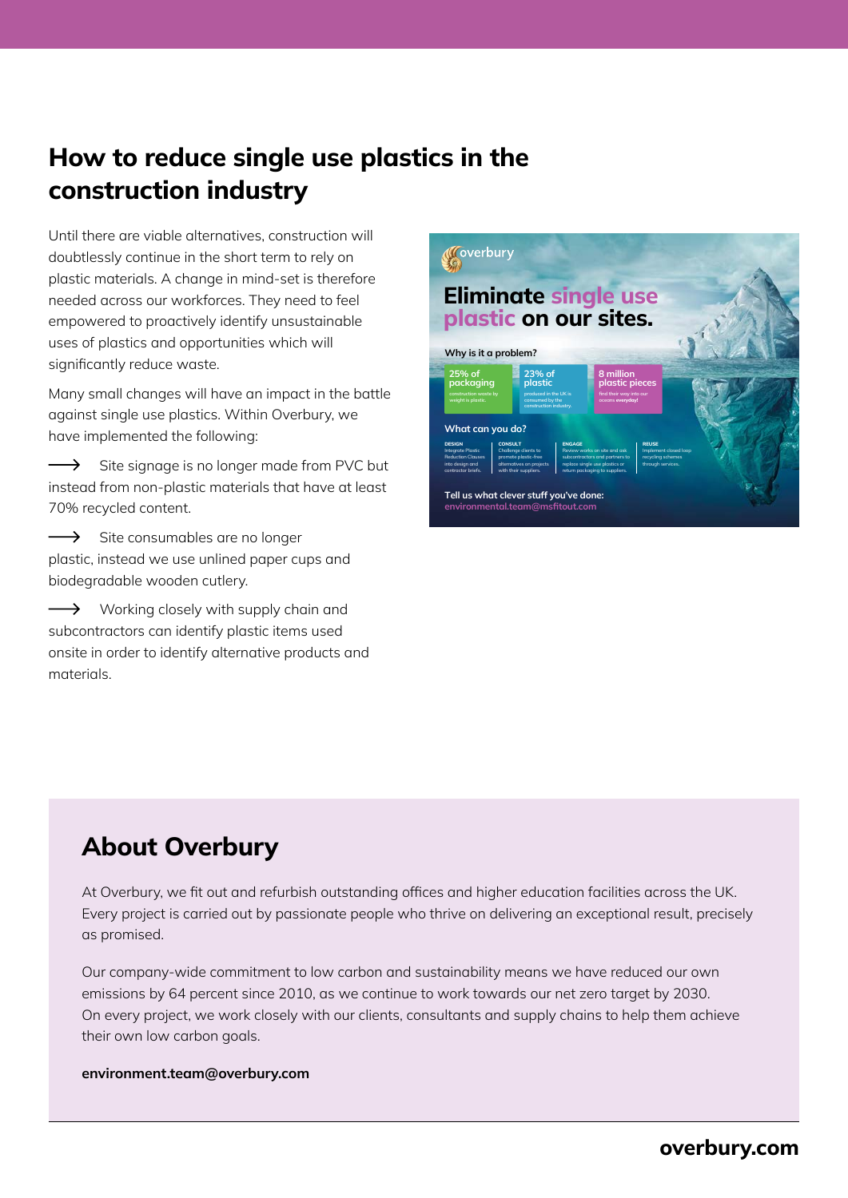## How to reduce single use plastics in the construction industry

Until there are viable alternatives, construction will doubtlessly continue in the short term to rely on plastic materials. A change in mind-set is therefore needed across our workforces. They need to feel empowered to proactively identify unsustainable uses of plastics and opportunities which will significantly reduce waste.

Many small changes will have an impact in the battle against single use plastics. Within Overbury, we have implemented the following:

⟶ Site signage is no longer made from PVC but instead from non-plastic materials that have at least 70% recycled content.

⟶ Site consumables are no longer plastic, instead we use unlined paper cups and biodegradable wooden cutlery.

⟶ Working closely with supply chain and subcontractors can identify plastic items used onsite in order to identify alternative products and materials.

overbury

**Eliminate single use plastic on our sites.**

Why is it a problem?

25% of packaging
construction waste by weight is plastic.

23% of plastic
produced in the UK is consumed by the construction industry.

8 million plastic pieces
find their way into our oceans **everyday!**

What can you do?

DESIGN
Integrate Plastic Reduction Clauses into design and contractor briefs.

CONSULT
Challenge clients to promote plastic-free alternatives on projects with their suppliers.

ENGAGE
Review works on site and ask subcontractors and partners to replace single use plastics or return packaging to suppliers.

REUSE
Implement closed loop recycling schemes through services.

Tell us what clever stuff you've done:
environmental.team@msfitout.com

## About Overbury

At Overbury, we fit out and refurbish outstanding offices and higher education facilities across the UK. Every project is carried out by passionate people who thrive on delivering an exceptional result, precisely as promised.

Our company-wide commitment to low carbon and sustainability means we have reduced our own emissions by 64 percent since 2010, as we continue to work towards our net zero target by 2030. On every project, we work closely with our clients, consultants and supply chains to help them achieve their own low carbon goals.

**environment.team@overbury.com**

**overbury.com**